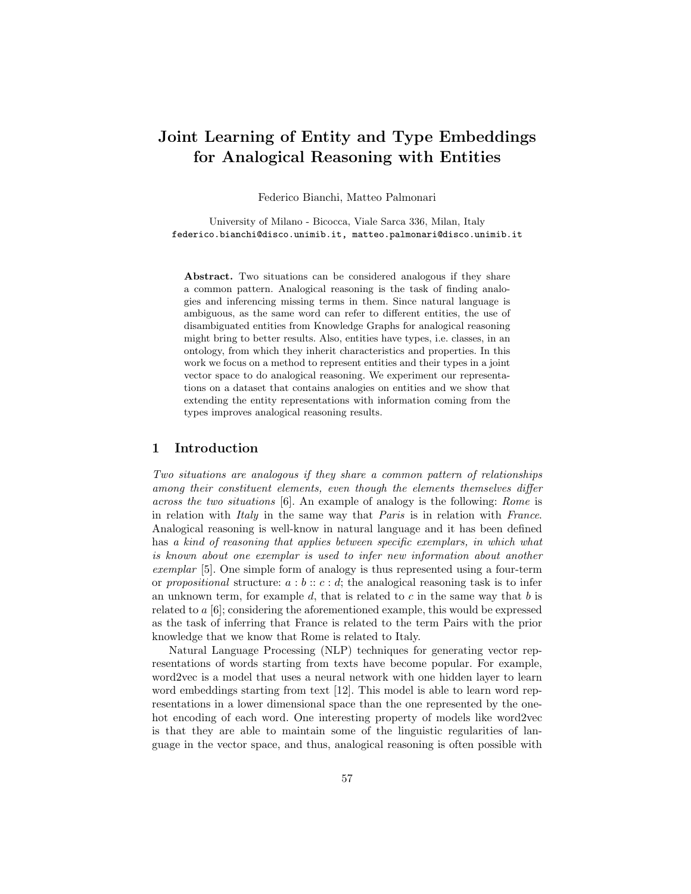# Joint Learning of Entity and Type Embeddings for Analogical Reasoning with Entities

Federico Bianchi, Matteo Palmonari

University of Milano - Bicocca, Viale Sarca 336, Milan, Italy
federico.bianchi@disco.unimib.it, matteo.palmonari@disco.unimib.it

**Abstract.** Two situations can be considered analogous if they share a common pattern. Analogical reasoning is the task of finding analogies and inferencing missing terms in them. Since natural language is ambiguous, as the same word can refer to different entities, the use of disambiguated entities from Knowledge Graphs for analogical reasoning might bring to better results. Also, entities have types, i.e. classes, in an ontology, from which they inherit characteristics and properties. In this work we focus on a method to represent entities and their types in a joint vector space to do analogical reasoning. We experiment our representations on a dataset that contains analogies on entities and we show that extending the entity representations with information coming from the types improves analogical reasoning results.

## 1 Introduction

*Two situations are analogous if they share a common pattern of relationships among their constituent elements, even though the elements themselves differ across the two situations* [6]. An example of analogy is the following: *Rome* is in relation with *Italy* in the same way that *Paris* is in relation with *France*. Analogical reasoning is well-know in natural language and it has been defined has *a kind of reasoning that applies between specific exemplars, in which what is known about one exemplar is used to infer new information about another exemplar* [5]. One simple form of analogy is thus represented using a four-term or *propositional* structure: $a : b :: c : d$; the analogical reasoning task is to infer an unknown term, for example $d$, that is related to $c$ in the same way that $b$ is related to $a$ [6]; considering the aforementioned example, this would be expressed as the task of inferring that France is related to the term Pairs with the prior knowledge that we know that Rome is related to Italy.

Natural Language Processing (NLP) techniques for generating vector representations of words starting from texts have become popular. For example, word2vec is a model that uses a neural network with one hidden layer to learn word embeddings starting from text [12]. This model is able to learn word representations in a lower dimensional space than the one represented by the one-hot encoding of each word. One interesting property of models like word2vec is that they are able to maintain some of the linguistic regularities of language in the vector space, and thus, analogical reasoning is often possible with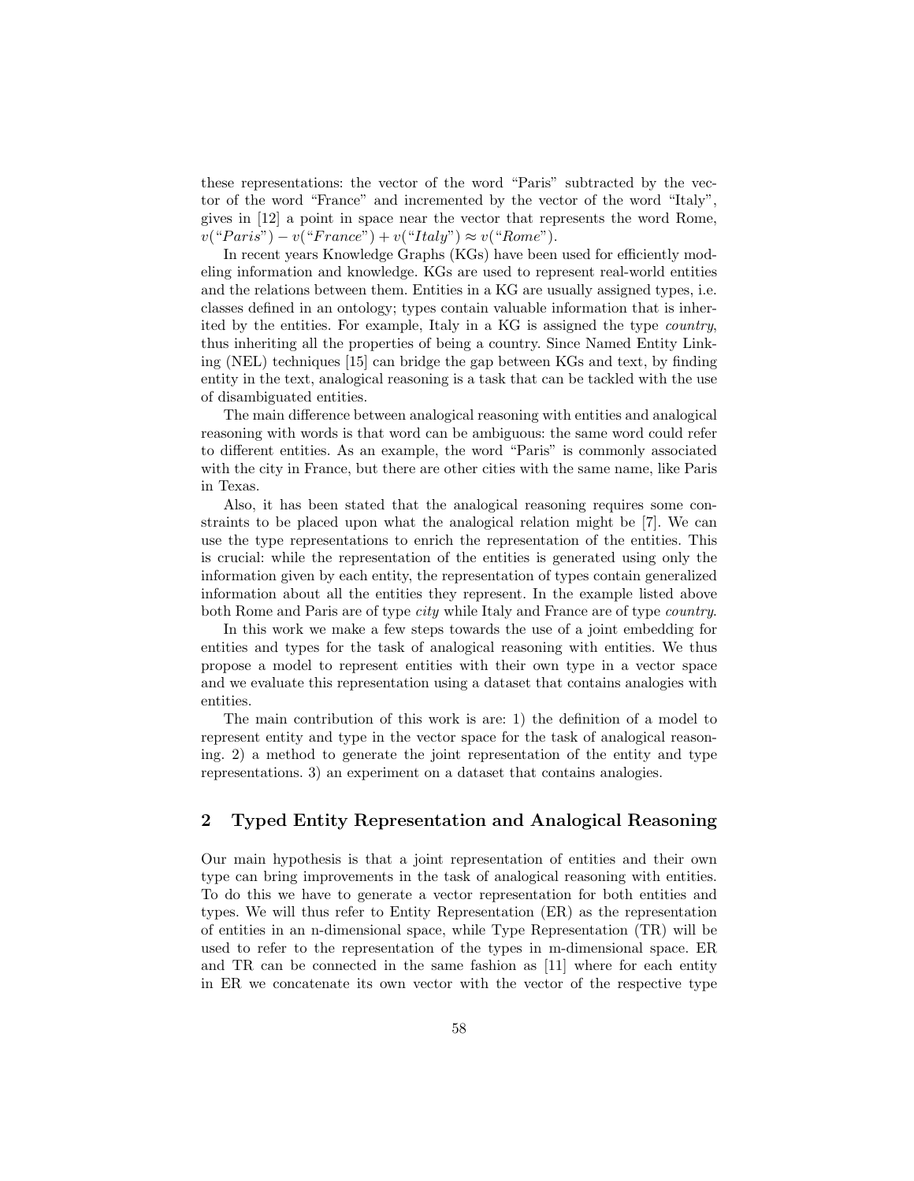these representations: the vector of the word "Paris" subtracted by the vector of the word "France" and incremented by the vector of the word "Italy", gives in [12] a point in space near the vector that represents the word Rome, $v(\text{“}Paris\text{”}) - v(\text{“}France\text{”}) + v(\text{“}Italy\text{”}) \approx v(\text{“}Rome\text{”})$.

In recent years Knowledge Graphs (KGs) have been used for efficiently modeling information and knowledge. KGs are used to represent real-world entities and the relations between them. Entities in a KG are usually assigned types, i.e. classes defined in an ontology; types contain valuable information that is inherited by the entities. For example, Italy in a KG is assigned the type *country*, thus inheriting all the properties of being a country. Since Named Entity Linking (NEL) techniques [15] can bridge the gap between KGs and text, by finding entity in the text, analogical reasoning is a task that can be tackled with the use of disambiguated entities.

The main difference between analogical reasoning with entities and analogical reasoning with words is that word can be ambiguous: the same word could refer to different entities. As an example, the word "Paris" is commonly associated with the city in France, but there are other cities with the same name, like Paris in Texas.

Also, it has been stated that the analogical reasoning requires some constraints to be placed upon what the analogical relation might be [7]. We can use the type representations to enrich the representation of the entities. This is crucial: while the representation of the entities is generated using only the information given by each entity, the representation of types contain generalized information about all the entities they represent. In the example listed above both Rome and Paris are of type *city* while Italy and France are of type *country*.

In this work we make a few steps towards the use of a joint embedding for entities and types for the task of analogical reasoning with entities. We thus propose a model to represent entities with their own type in a vector space and we evaluate this representation using a dataset that contains analogies with entities.

The main contribution of this work is are: 1) the definition of a model to represent entity and type in the vector space for the task of analogical reasoning. 2) a method to generate the joint representation of the entity and type representations. 3) an experiment on a dataset that contains analogies.

## 2 Typed Entity Representation and Analogical Reasoning

Our main hypothesis is that a joint representation of entities and their own type can bring improvements in the task of analogical reasoning with entities. To do this we have to generate a vector representation for both entities and types. We will thus refer to Entity Representation (ER) as the representation of entities in an n-dimensional space, while Type Representation (TR) will be used to refer to the representation of the types in m-dimensional space. ER and TR can be connected in the same fashion as [11] where for each entity in ER we concatenate its own vector with the vector of the respective type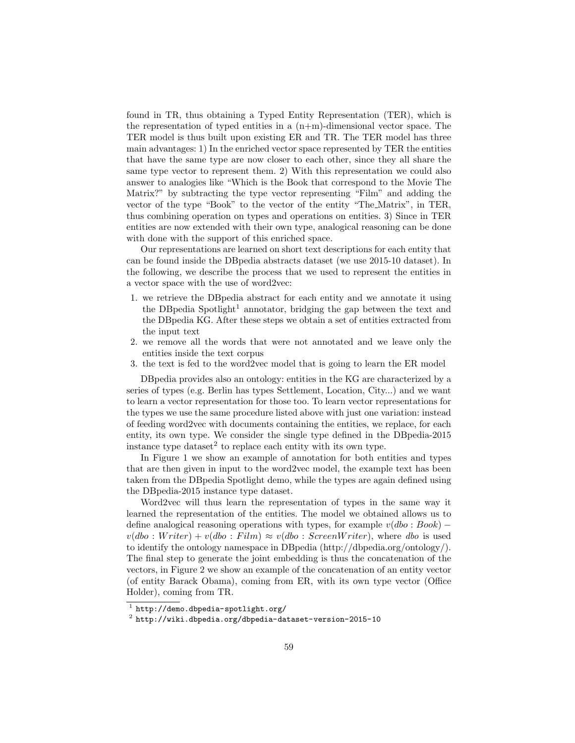found in TR, thus obtaining a Typed Entity Representation (TER), which is the representation of typed entities in a (n+m)-dimensional vector space. The TER model is thus built upon existing ER and TR. The TER model has three main advantages: 1) In the enriched vector space represented by TER the entities that have the same type are now closer to each other, since they all share the same type vector to represent them. 2) With this representation we could also answer to analogies like "Which is the Book that correspond to the Movie The Matrix?" by subtracting the type vector representing "Film" and adding the vector of the type "Book" to the vector of the entity "The_Matrix", in TER, thus combining operation on types and operations on entities. 3) Since in TER entities are now extended with their own type, analogical reasoning can be done with done with the support of this enriched space.

Our representations are learned on short text descriptions for each entity that can be found inside the DBpedia abstracts dataset (we use 2015-10 dataset). In the following, we describe the process that we used to represent the entities in a vector space with the use of word2vec:

1. we retrieve the DBpedia abstract for each entity and we annotate it using the DBpedia Spotlight[1] annotator, bridging the gap between the text and the DBpedia KG. After these steps we obtain a set of entities extracted from the input text
2. we remove all the words that were not annotated and we leave only the entities inside the text corpus
3. the text is fed to the word2vec model that is going to learn the ER model

DBpedia provides also an ontology: entities in the KG are characterized by a series of types (e.g. Berlin has types Settlement, Location, City...) and we want to learn a vector representation for those too. To learn vector representations for the types we use the same procedure listed above with just one variation: instead of feeding word2vec with documents containing the entities, we replace, for each entity, its own type. We consider the single type defined in the DBpedia-2015 instance type dataset[2] to replace each entity with its own type.

In Figure 1 we show an example of annotation for both entities and types that are then given in input to the word2vec model, the example text has been taken from the DBpedia Spotlight demo, while the types are again defined using the DBpedia-2015 instance type dataset.

Word2vec will thus learn the representation of types in the same way it learned the representation of the entities. The model we obtained allows us to define analogical reasoning operations with types, for example $v(dbo : Book) - v(dbo : Writer) + v(dbo : Film) \approx v(dbo : ScreenWriter)$, where *dbo* is used to identify the ontology namespace in DBpedia (http://dbpedia.org/ontology/). The final step to generate the joint embedding is thus the concatenation of the vectors, in Figure 2 we show an example of the concatenation of an entity vector (of entity Barack Obama), coming from ER, with its own type vector (Office Holder), coming from TR.

[1] http://demo.dbpedia-spotlight.org/

[2] http://wiki.dbpedia.org/dbpedia-dataset-version-2015-10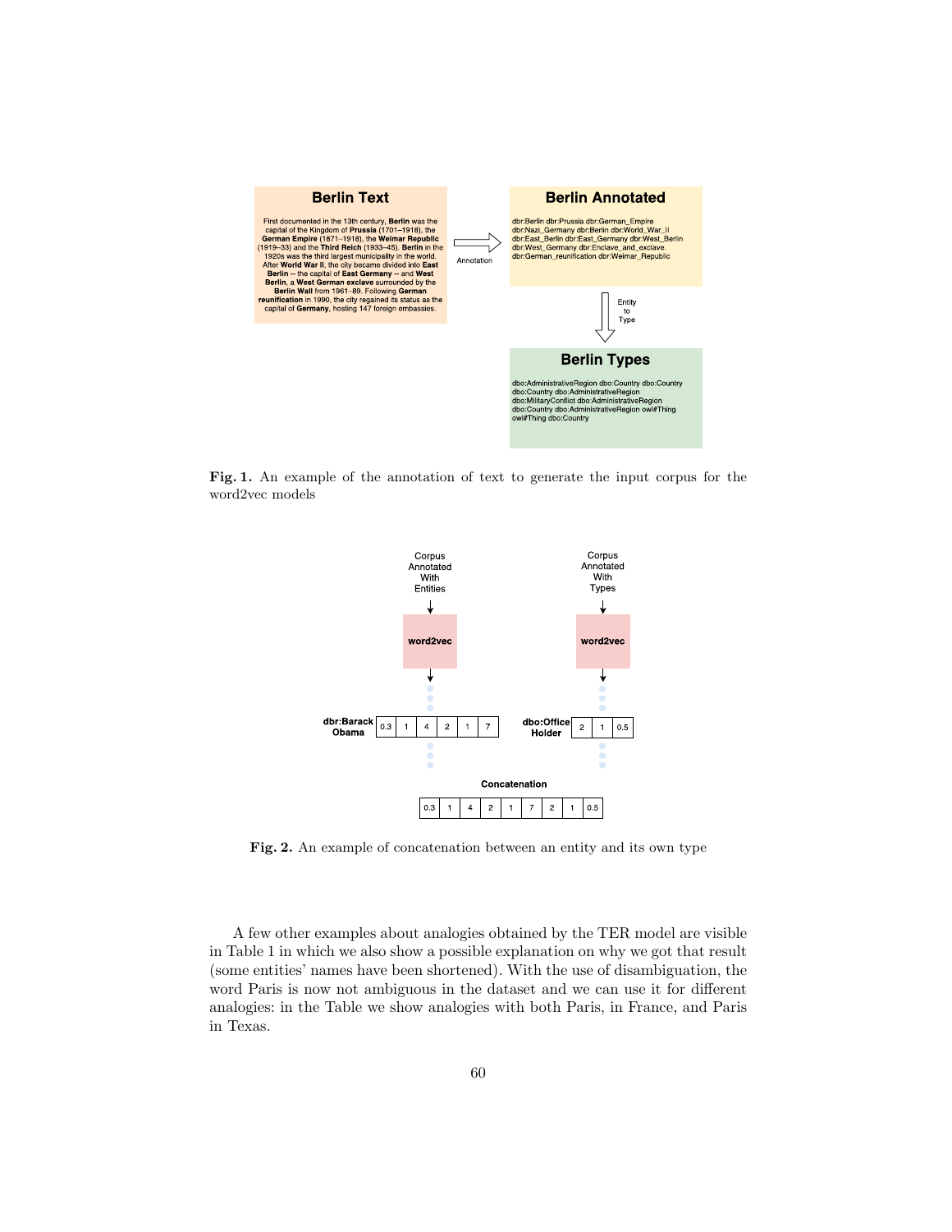**Berlin Text**

First documented in the 13th century, **Berlin** was the capital of the Kingdom of **Prussia** (1701–1918), the **German Empire** (1871–1918), the **Weimar Republic** (1919–33) and the **Third Reich** (1933–45). **Berlin** in the 1920s was the third largest municipality in the world. After **World War II**, the city became divided into **East Berlin** -- the capital of **East Germany** -- and **West Berlin**, a **West German exclave** surrounded by the **Berlin Wall** from 1961–89. Following **German reunification** in 1990, the city regained its status as the capital of **Germany**, hosting 147 foreign embassies.

→ Annotation →

**Berlin Annotated**

dbr:Berlin dbr:Prussia dbr:German_Empire dbr:Nazi_Germany dbr:Berlin dbr:World_War_II dbr:East_Berlin dbr:East_Germany dbr:West_Berlin dbr:West_Germany dbr:Enclave_and_exclave. dbr:German_reunification dbr:Weimar_Republic

↓ Entity to Type ↓

**Berlin Types**

dbo:AdministrativeRegion dbo:Country dbo:Country dbo:Country dbo:AdministrativeRegion dbo:MilitaryConflict dbo:AdministrativeRegion dbo:Country dbo:AdministrativeRegion owl#Thing owl#Thing dbo:Country

**Fig. 1.** An example of the annotation of text to generate the input corpus for the word2vec models

| Corpus Annotated With Entities | | | | | | | Corpus Annotated With Types | | | |
|---|---|---|---|---|---|---|---|---|---|---|
| word2vec | | | | | | | word2vec | | | |
| dbr:Barack Obama | 0.3 | 1 | 4 | 2 | 1 | 7 | dbo:Office Holder | 2 | 1 | 0.5 |

**Concatenation**

| 0.3 | 1 | 4 | 2 | 1 | 7 | 2 | 1 | 0.5 |
|---|---|---|---|---|---|---|---|---|

**Fig. 2.** An example of concatenation between an entity and its own type

A few other examples about analogies obtained by the TER model are visible in Table 1 in which we also show a possible explanation on why we got that result (some entities' names have been shortened). With the use of disambiguation, the word Paris is now not ambiguous in the dataset and we can use it for different analogies: in the Table we show analogies with both Paris, in France, and Paris in Texas.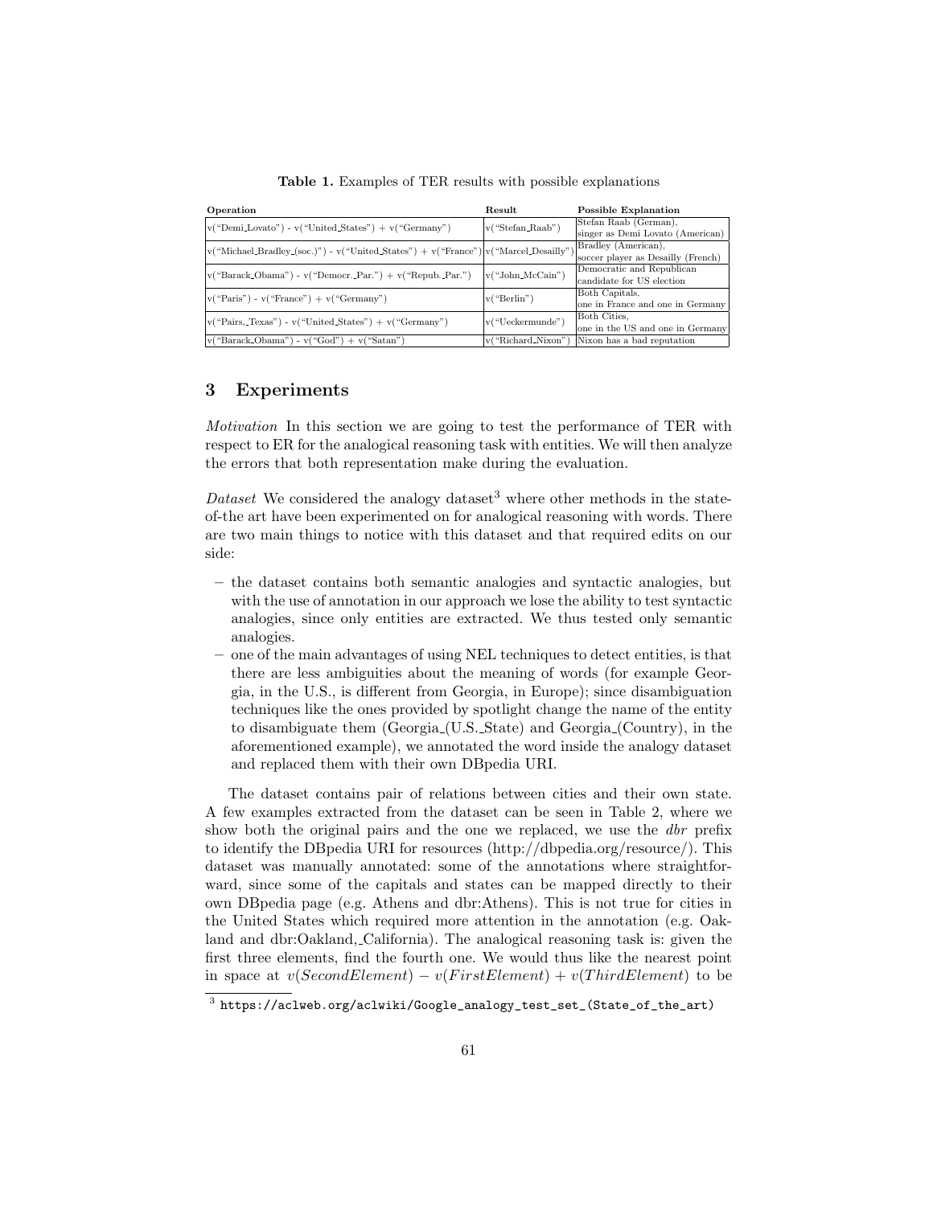**Table 1.** Examples of TER results with possible explanations

| Operation | Result | Possible Explanation |
|---|---|---|
| v("Demi_Lovato") - v("United_States") + v("Germany") | v("Stefan_Raab") | Stefan Raab (German), singer as Demi Lovato (American) |
| v("Michael_Bradley_(soc.)") - v("United_States") + v("France") | v("Marcel_Desailly") | Bradley (American), soccer player as Desailly (French) |
| v("Barack_Obama") - v("Democr._Par.") + v("Repub._Par.") | v("John_McCain") | Democratic and Republican candidate for US election |
| v("Paris") - v("France") + v("Germany") | v("Berlin") | Both Capitals, one in France and one in Germany |
| v("Pairs,_Texas") - v("United_States") + v("Germany") | v("Ueckermunde") | Both Cities, one in the US and one in Germany |
| v("Barack_Obama") - v("God") + v("Satan") | v("Richard_Nixon") | Nixon has a bad reputation |

## 3 Experiments

*Motivation* In this section we are going to test the performance of TER with respect to ER for the analogical reasoning task with entities. We will then analyze the errors that both representation make during the evaluation.

*Dataset* We considered the analogy dataset[3] where other methods in the state-of-the art have been experimented on for analogical reasoning with words. There are two main things to notice with this dataset and that required edits on our side:

- the dataset contains both semantic analogies and syntactic analogies, but with the use of annotation in our approach we lose the ability to test syntactic analogies, since only entities are extracted. We thus tested only semantic analogies.
- one of the main advantages of using NEL techniques to detect entities, is that there are less ambiguities about the meaning of words (for example Georgia, in the U.S., is different from Georgia, in Europe); since disambiguation techniques like the ones provided by spotlight change the name of the entity to disambiguate them (Georgia_(U.S._State) and Georgia_(Country), in the aforementioned example), we annotated the word inside the analogy dataset and replaced them with their own DBpedia URI.

The dataset contains pair of relations between cities and their own state. A few examples extracted from the dataset can be seen in Table 2, where we show both the original pairs and the one we replaced, we use the *dbr* prefix to identify the DBpedia URI for resources (http://dbpedia.org/resource/). This dataset was manually annotated: some of the annotations where straightforward, since some of the capitals and states can be mapped directly to their own DBpedia page (e.g. Athens and dbr:Athens). This is not true for cities in the United States which required more attention in the annotation (e.g. Oakland and dbr:Oakland,_California). The analogical reasoning task is: given the first three elements, find the fourth one. We would thus like the nearest point in space at $v(SecondElement) - v(FirstElement) + v(ThirdElement)$ to be

[3] https://aclweb.org/aclwiki/Google_analogy_test_set_(State_of_the_art)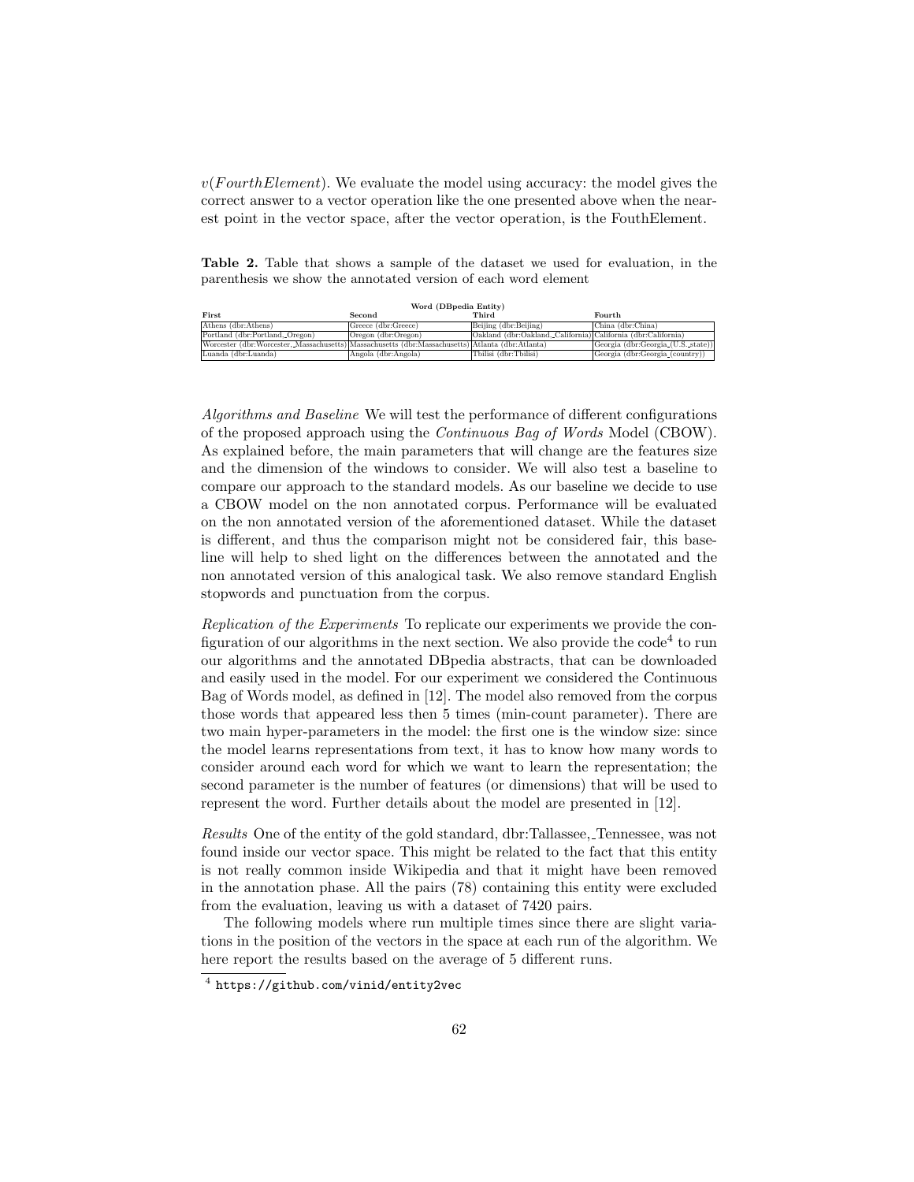$v(FourthElement)$. We evaluate the model using accuracy: the model gives the correct answer to a vector operation like the one presented above when the nearest point in the vector space, after the vector operation, is the FouthElement.

**Table 2.** Table that shows a sample of the dataset we used for evaluation, in the parenthesis we show the annotated version of each word element

| Word (DBpedia Entity) | | | |
|---|---|---|---|
| **First** | **Second** | **Third** | **Fourth** |
| Athens (dbr:Athens) | Greece (dbr:Greece) | Beijing (dbr:Beijing) | China (dbr:China) |
| Portland (dbr:Portland,_Oregon) | Oregon (dbr:Oregon) | Oakland (dbr:Oakland,_California) | California (dbr:California) |
| Worcester (dbr:Worcester,_Massachusetts) | Massachusetts (dbr:Massachusetts) | Atlanta (dbr:Atlanta) | Georgia (dbr:Georgia_(U.S._state)) |
| Luanda (dbr:Luanda) | Angola (dbr:Angola) | Tbilisi (dbr:Tbilisi) | Georgia (dbr:Georgia_(country)) |

*Algorithms and Baseline* We will test the performance of different configurations of the proposed approach using the *Continuous Bag of Words* Model (CBOW). As explained before, the main parameters that will change are the features size and the dimension of the windows to consider. We will also test a baseline to compare our approach to the standard models. As our baseline we decide to use a CBOW model on the non annotated corpus. Performance will be evaluated on the non annotated version of the aforementioned dataset. While the dataset is different, and thus the comparison might not be considered fair, this baseline will help to shed light on the differences between the annotated and the non annotated version of this analogical task. We also remove standard English stopwords and punctuation from the corpus.

*Replication of the Experiments* To replicate our experiments we provide the configuration of our algorithms in the next section. We also provide the code[4] to run our algorithms and the annotated DBpedia abstracts, that can be downloaded and easily used in the model. For our experiment we considered the Continuous Bag of Words model, as defined in [12]. The model also removed from the corpus those words that appeared less then 5 times (min-count parameter). There are two main hyper-parameters in the model: the first one is the window size: since the model learns representations from text, it has to know how many words to consider around each word for which we want to learn the representation; the second parameter is the number of features (or dimensions) that will be used to represent the word. Further details about the model are presented in [12].

*Results* One of the entity of the gold standard, dbr:Tallassee,_Tennessee, was not found inside our vector space. This might be related to the fact that this entity is not really common inside Wikipedia and that it might have been removed in the annotation phase. All the pairs (78) containing this entity were excluded from the evaluation, leaving us with a dataset of 7420 pairs.

The following models where run multiple times since there are slight variations in the position of the vectors in the space at each run of the algorithm. We here report the results based on the average of 5 different runs.

[4] https://github.com/vinid/entity2vec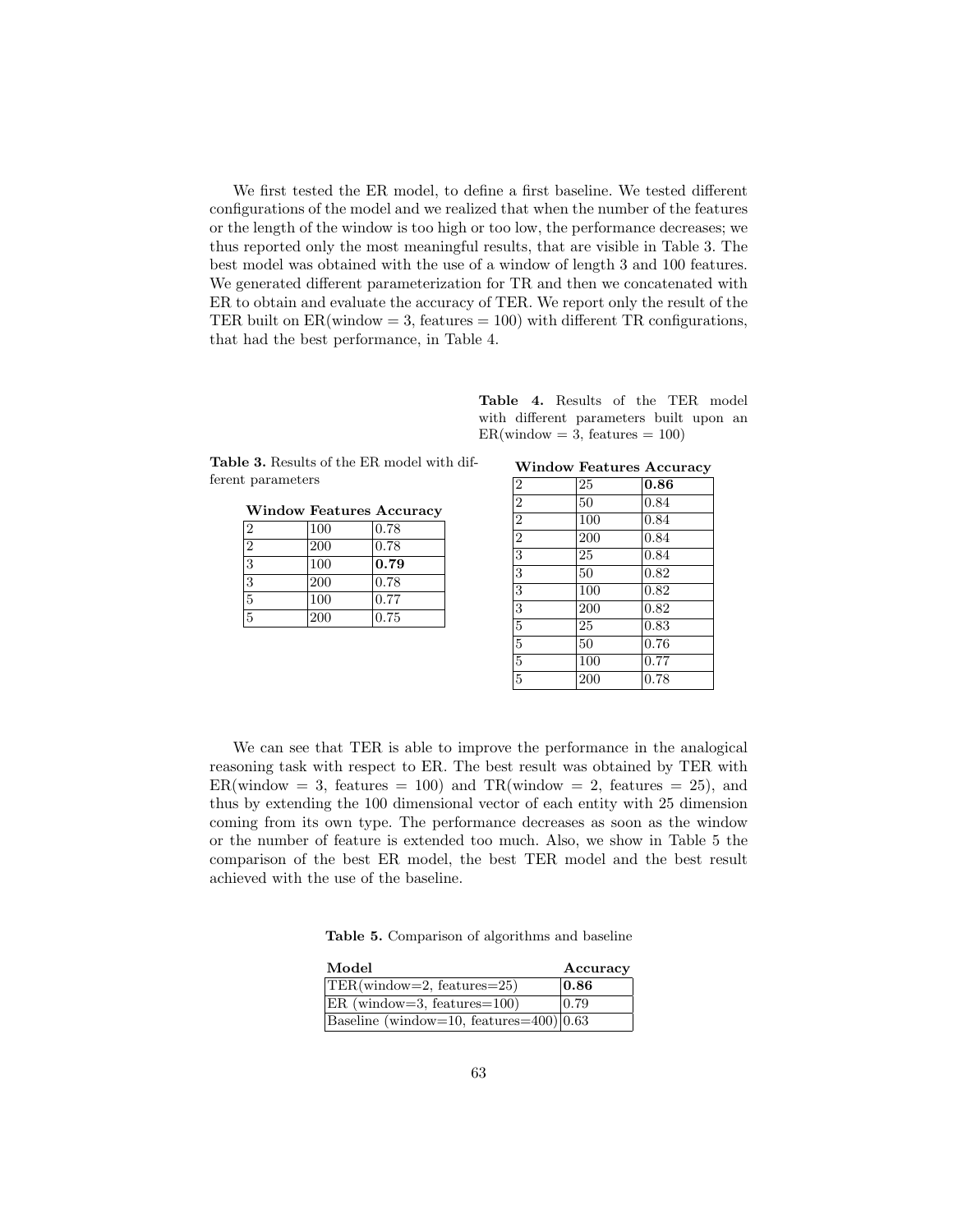We first tested the ER model, to define a first baseline. We tested different configurations of the model and we realized that when the number of the features or the length of the window is too high or too low, the performance decreases; we thus reported only the most meaningful results, that are visible in Table 3. The best model was obtained with the use of a window of length 3 and 100 features. We generated different parameterization for TR and then we concatenated with ER to obtain and evaluate the accuracy of TER. We report only the result of the TER built on ER(window = 3, features = 100) with different TR configurations, that had the best performance, in Table 4.

**Table 3.** Results of the ER model with different parameters

| Window | Features | Accuracy |
|---|---|---|
| 2 | 100 | 0.78 |
| 2 | 200 | 0.78 |
| 3 | 100 | **0.79** |
| 3 | 200 | 0.78 |
| 5 | 100 | 0.77 |
| 5 | 200 | 0.75 |

**Table 4.** Results of the TER model with different parameters built upon an ER(window = 3, features = 100)

| Window | Features | Accuracy |
|---|---|---|
| 2 | 25 | **0.86** |
| 2 | 50 | 0.84 |
| 2 | 100 | 0.84 |
| 2 | 200 | 0.84 |
| 3 | 25 | 0.84 |
| 3 | 50 | 0.82 |
| 3 | 100 | 0.82 |
| 3 | 200 | 0.82 |
| 5 | 25 | 0.83 |
| 5 | 50 | 0.76 |
| 5 | 100 | 0.77 |
| 5 | 200 | 0.78 |

We can see that TER is able to improve the performance in the analogical reasoning task with respect to ER. The best result was obtained by TER with ER(window = 3, features = 100) and TR(window = 2, features = 25), and thus by extending the 100 dimensional vector of each entity with 25 dimension coming from its own type. The performance decreases as soon as the window or the number of feature is extended too much. Also, we show in Table 5 the comparison of the best ER model, the best TER model and the best result achieved with the use of the baseline.

**Table 5.** Comparison of algorithms and baseline

| Model | Accuracy |
|---|---|
| TER(window=2, features=25) | **0.86** |
| ER (window=3, features=100) | 0.79 |
| Baseline (window=10, features=400) | 0.63 |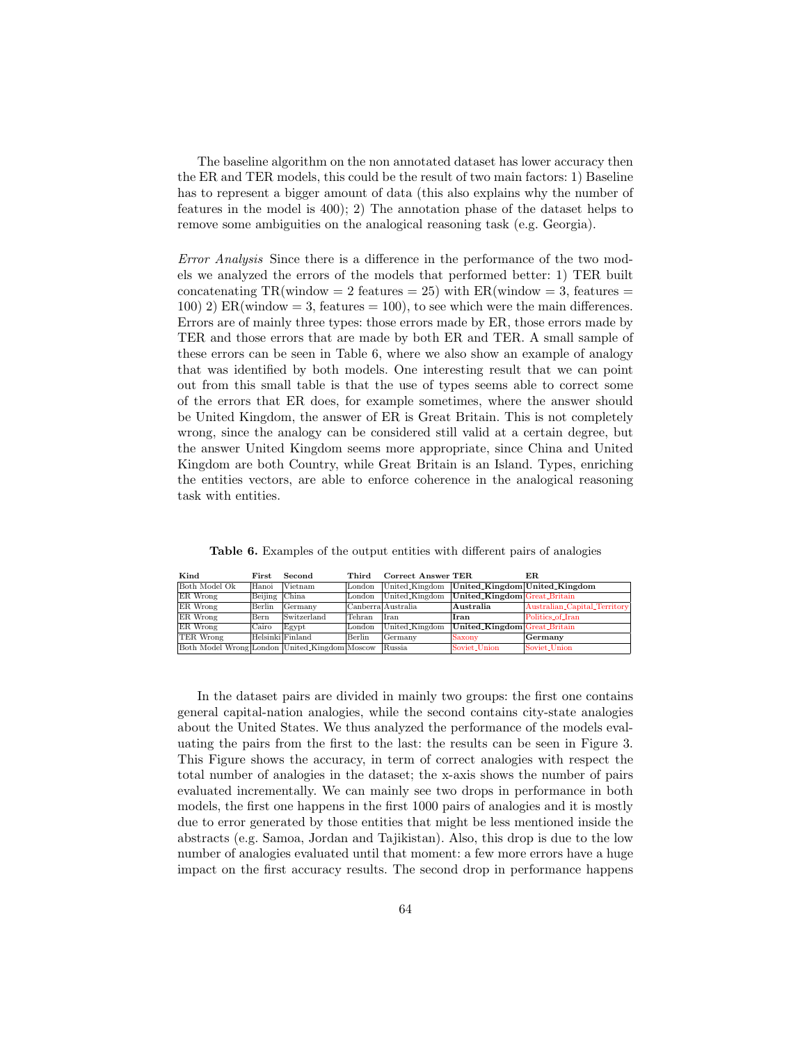The baseline algorithm on the non annotated dataset has lower accuracy then the ER and TER models, this could be the result of two main factors: 1) Baseline has to represent a bigger amount of data (this also explains why the number of features in the model is 400); 2) The annotation phase of the dataset helps to remove some ambiguities on the analogical reasoning task (e.g. Georgia).

*Error Analysis* Since there is a difference in the performance of the two models we analyzed the errors of the models that performed better: 1) TER built concatenating TR(window = 2 features = 25) with ER(window = 3, features = 100) 2) ER(window = 3, features = 100), to see which were the main differences. Errors are of mainly three types: those errors made by ER, those errors made by TER and those errors that are made by both ER and TER. A small sample of these errors can be seen in Table 6, where we also show an example of analogy that was identified by both models. One interesting result that we can point out from this small table is that the use of types seems able to correct some of the errors that ER does, for example sometimes, where the answer should be United Kingdom, the answer of ER is Great Britain. This is not completely wrong, since the analogy can be considered still valid at a certain degree, but the answer United Kingdom seems more appropriate, since China and United Kingdom are both Country, while Great Britain is an Island. Types, enriching the entities vectors, are able to enforce coherence in the analogical reasoning task with entities.

**Table 6.** Examples of the output entities with different pairs of analogies

| Kind | First | Second | Third | Correct Answer | TER | ER |
|---|---|---|---|---|---|---|
| Both Model Ok | Hanoi | Vietnam | London | United_Kingdom | **United_Kingdom** | **United_Kingdom** |
| ER Wrong | Beijing | China | London | United_Kingdom | **United_Kingdom** | Great_Britain |
| ER Wrong | Berlin | Germany | Canberra | Australia | **Australia** | Australian_Capital_Territory |
| ER Wrong | Bern | Switzerland | Tehran | Iran | **Iran** | Politics_of_Iran |
| ER Wrong | Cairo | Egypt | London | United_Kingdom | **United_Kingdom** | Great_Britain |
| TER Wrong | Helsinki | Finland | Berlin | Germany | Saxony | **Germany** |
| Both Model Wrong | London | United_Kingdom | Moscow | Russia | Soviet_Union | Soviet_Union |

In the dataset pairs are divided in mainly two groups: the first one contains general capital-nation analogies, while the second contains city-state analogies about the United States. We thus analyzed the performance of the models evaluating the pairs from the first to the last: the results can be seen in Figure 3. This Figure shows the accuracy, in term of correct analogies with respect the total number of analogies in the dataset; the x-axis shows the number of pairs evaluated incrementally. We can mainly see two drops in performance in both models, the first one happens in the first 1000 pairs of analogies and it is mostly due to error generated by those entities that might be less mentioned inside the abstracts (e.g. Samoa, Jordan and Tajikistan). Also, this drop is due to the low number of analogies evaluated until that moment: a few more errors have a huge impact on the first accuracy results. The second drop in performance happens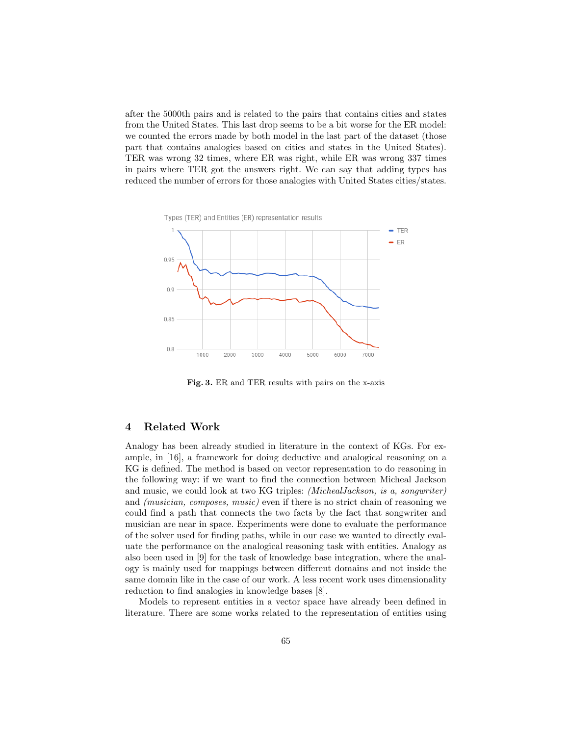after the 5000th pairs and is related to the pairs that contains cities and states from the United States. This last drop seems to be a bit worse for the ER model: we counted the errors made by both model in the last part of the dataset (those part that contains analogies based on cities and states in the United States). TER was wrong 32 times, where ER was right, while ER was wrong 337 times in pairs where TER got the answers right. We can say that adding types has reduced the number of errors for those analogies with United States cities/states.

**Fig. 3.** ER and TER results with pairs on the x-axis

## 4 Related Work

Analogy has been already studied in literature in the context of KGs. For example, in [16], a framework for doing deductive and analogical reasoning on a KG is defined. The method is based on vector representation to do reasoning in the following way: if we want to find the connection between Micheal Jackson and music, we could look at two KG triples: *(MichealJackson, is a, songwriter)* and *(musician, composes, music)* even if there is no strict chain of reasoning we could find a path that connects the two facts by the fact that songwriter and musician are near in space. Experiments were done to evaluate the performance of the solver used for finding paths, while in our case we wanted to directly evaluate the performance on the analogical reasoning task with entities. Analogy as also been used in [9] for the task of knowledge base integration, where the analogy is mainly used for mappings between different domains and not inside the same domain like in the case of our work. A less recent work uses dimensionality reduction to find analogies in knowledge bases [8].

Models to represent entities in a vector space have already been defined in literature. There are some works related to the representation of entities using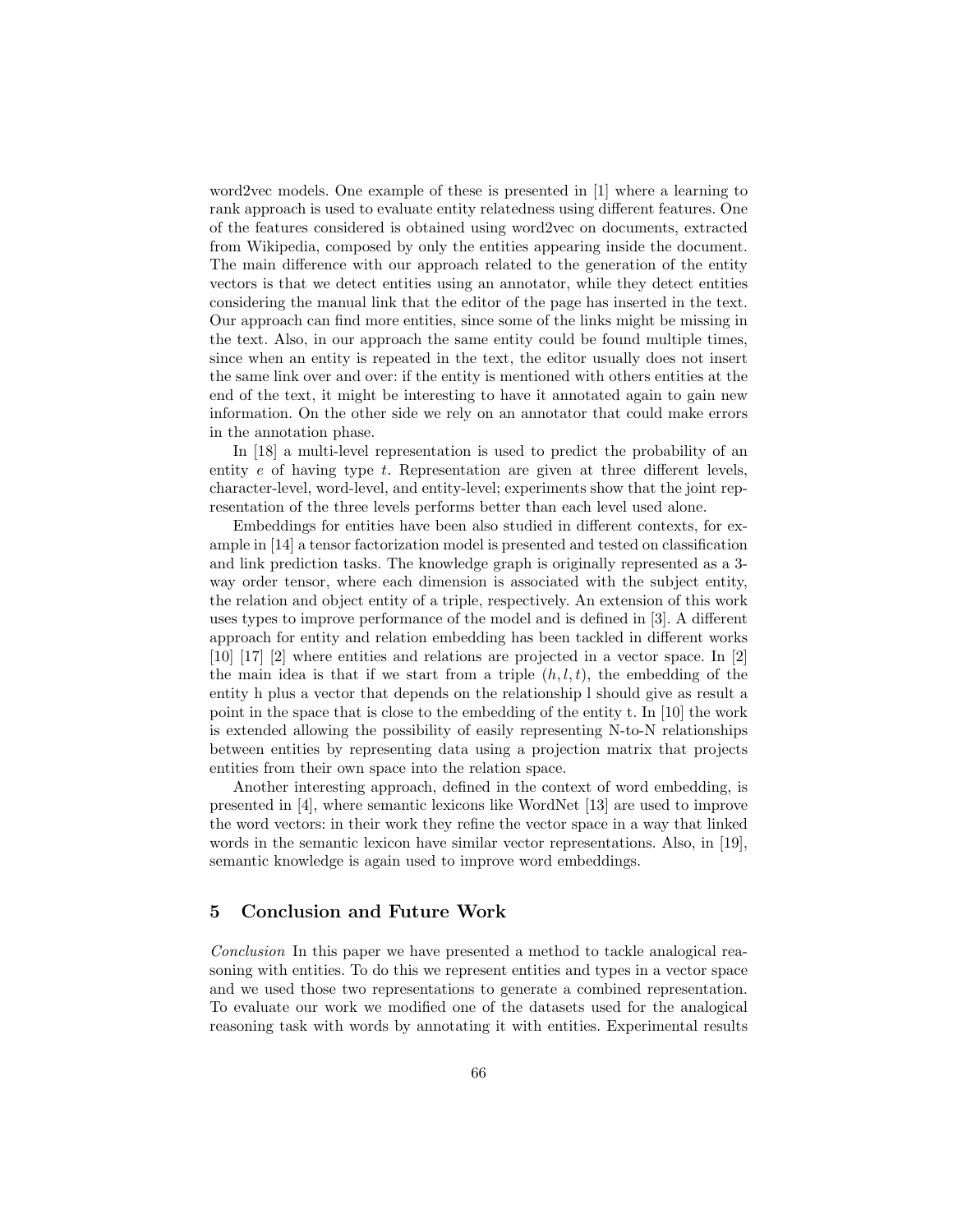word2vec models. One example of these is presented in [1] where a learning to rank approach is used to evaluate entity relatedness using different features. One of the features considered is obtained using word2vec on documents, extracted from Wikipedia, composed by only the entities appearing inside the document. The main difference with our approach related to the generation of the entity vectors is that we detect entities using an annotator, while they detect entities considering the manual link that the editor of the page has inserted in the text. Our approach can find more entities, since some of the links might be missing in the text. Also, in our approach the same entity could be found multiple times, since when an entity is repeated in the text, the editor usually does not insert the same link over and over: if the entity is mentioned with others entities at the end of the text, it might be interesting to have it annotated again to gain new information. On the other side we rely on an annotator that could make errors in the annotation phase.

In [18] a multi-level representation is used to predict the probability of an entity $e$ of having type $t$. Representation are given at three different levels, character-level, word-level, and entity-level; experiments show that the joint representation of the three levels performs better than each level used alone.

Embeddings for entities have been also studied in different contexts, for example in [14] a tensor factorization model is presented and tested on classification and link prediction tasks. The knowledge graph is originally represented as a 3-way order tensor, where each dimension is associated with the subject entity, the relation and object entity of a triple, respectively. An extension of this work uses types to improve performance of the model and is defined in [3]. A different approach for entity and relation embedding has been tackled in different works [10] [17] [2] where entities and relations are projected in a vector space. In [2] the main idea is that if we start from a triple $(h, l, t)$, the embedding of the entity h plus a vector that depends on the relationship l should give as result a point in the space that is close to the embedding of the entity t. In [10] the work is extended allowing the possibility of easily representing N-to-N relationships between entities by representing data using a projection matrix that projects entities from their own space into the relation space.

Another interesting approach, defined in the context of word embedding, is presented in [4], where semantic lexicons like WordNet [13] are used to improve the word vectors: in their work they refine the vector space in a way that linked words in the semantic lexicon have similar vector representations. Also, in [19], semantic knowledge is again used to improve word embeddings.

## 5 Conclusion and Future Work

*Conclusion* In this paper we have presented a method to tackle analogical reasoning with entities. To do this we represent entities and types in a vector space and we used those two representations to generate a combined representation. To evaluate our work we modified one of the datasets used for the analogical reasoning task with words by annotating it with entities. Experimental results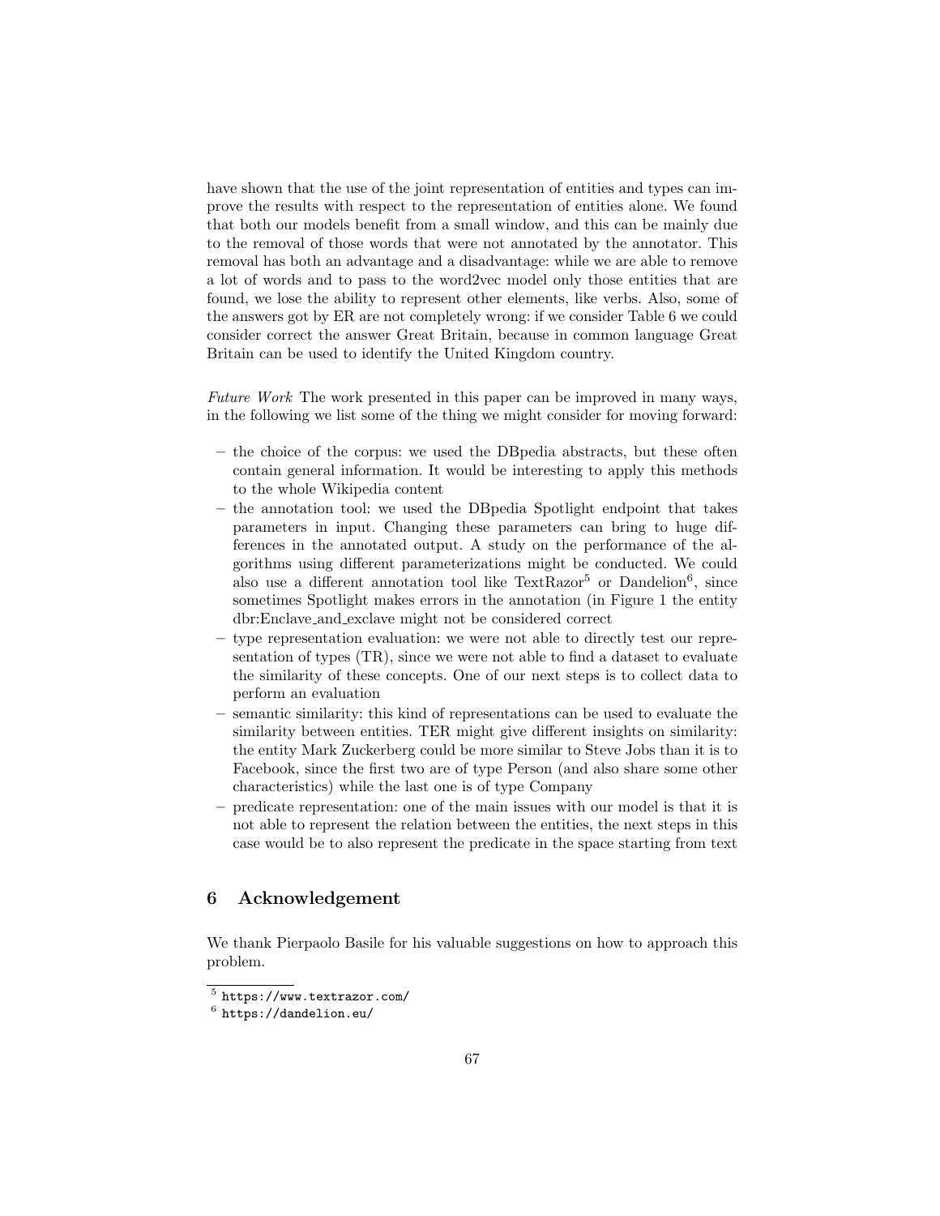have shown that the use of the joint representation of entities and types can improve the results with respect to the representation of entities alone. We found that both our models benefit from a small window, and this can be mainly due to the removal of those words that were not annotated by the annotator. This removal has both an advantage and a disadvantage: while we are able to remove a lot of words and to pass to the word2vec model only those entities that are found, we lose the ability to represent other elements, like verbs. Also, some of the answers got by ER are not completely wrong: if we consider Table 6 we could consider correct the answer Great Britain, because in common language Great Britain can be used to identify the United Kingdom country.

*Future Work* The work presented in this paper can be improved in many ways, in the following we list some of the thing we might consider for moving forward:

- the choice of the corpus: we used the DBpedia abstracts, but these often contain general information. It would be interesting to apply this methods to the whole Wikipedia content
- the annotation tool: we used the DBpedia Spotlight endpoint that takes parameters in input. Changing these parameters can bring to huge differences in the annotated output. A study on the performance of the algorithms using different parameterizations might be conducted. We could also use a different annotation tool like TextRazor[5] or Dandelion[6], since sometimes Spotlight makes errors in the annotation (in Figure 1 the entity dbr:Enclave_and_exclave might not be considered correct
- type representation evaluation: we were not able to directly test our representation of types (TR), since we were not able to find a dataset to evaluate the similarity of these concepts. One of our next steps is to collect data to perform an evaluation
- semantic similarity: this kind of representations can be used to evaluate the similarity between entities. TER might give different insights on similarity: the entity Mark Zuckerberg could be more similar to Steve Jobs than it is to Facebook, since the first two are of type Person (and also share some other characteristics) while the last one is of type Company
- predicate representation: one of the main issues with our model is that it is not able to represent the relation between the entities, the next steps in this case would be to also represent the predicate in the space starting from text

## 6 Acknowledgement

We thank Pierpaolo Basile for his valuable suggestions on how to approach this problem.

[5] https://www.textrazor.com/

[6] https://dandelion.eu/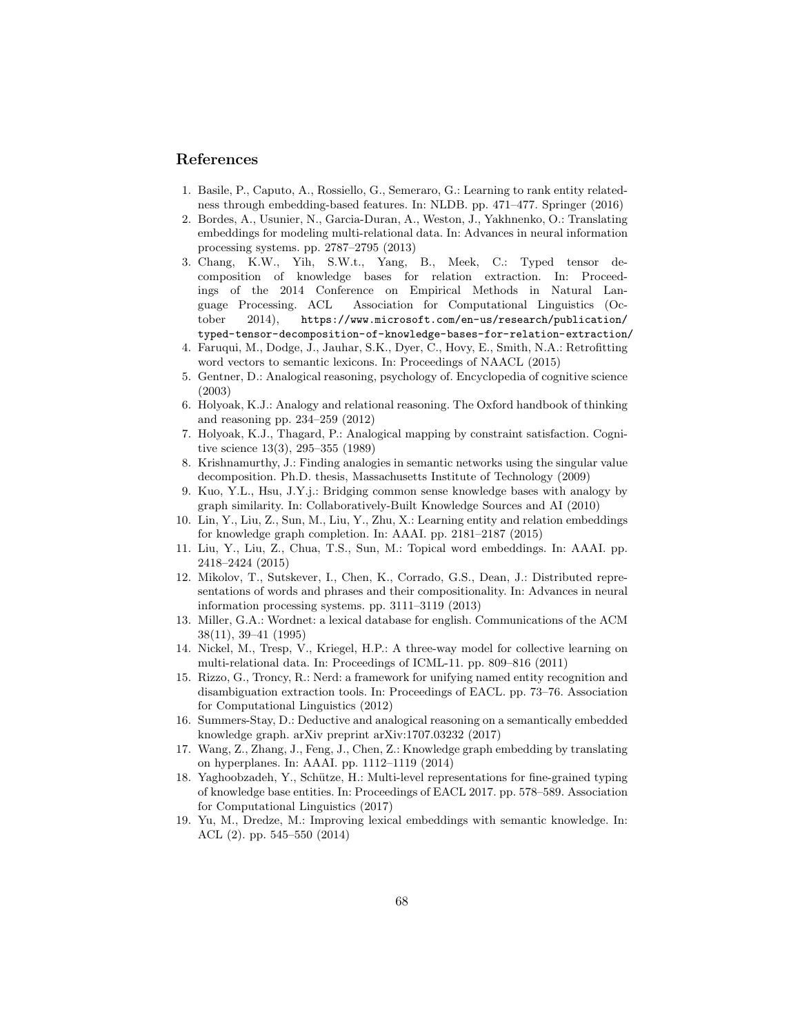## References

1. Basile, P., Caputo, A., Rossiello, G., Semeraro, G.: Learning to rank entity relatedness through embedding-based features. In: NLDB. pp. 471–477. Springer (2016)
2. Bordes, A., Usunier, N., Garcia-Duran, A., Weston, J., Yakhnenko, O.: Translating embeddings for modeling multi-relational data. In: Advances in neural information processing systems. pp. 2787–2795 (2013)
3. Chang, K.W., Yih, S.W.t., Yang, B., Meek, C.: Typed tensor decomposition of knowledge bases for relation extraction. In: Proceedings of the 2014 Conference on Empirical Methods in Natural Language Processing. ACL Association for Computational Linguistics (October 2014), `https://www.microsoft.com/en-us/research/publication/typed-tensor-decomposition-of-knowledge-bases-for-relation-extraction/`
4. Faruqui, M., Dodge, J., Jauhar, S.K., Dyer, C., Hovy, E., Smith, N.A.: Retrofitting word vectors to semantic lexicons. In: Proceedings of NAACL (2015)
5. Gentner, D.: Analogical reasoning, psychology of. Encyclopedia of cognitive science (2003)
6. Holyoak, K.J.: Analogy and relational reasoning. The Oxford handbook of thinking and reasoning pp. 234–259 (2012)
7. Holyoak, K.J., Thagard, P.: Analogical mapping by constraint satisfaction. Cognitive science 13(3), 295–355 (1989)
8. Krishnamurthy, J.: Finding analogies in semantic networks using the singular value decomposition. Ph.D. thesis, Massachusetts Institute of Technology (2009)
9. Kuo, Y.L., Hsu, J.Y.j.: Bridging common sense knowledge bases with analogy by graph similarity. In: Collaboratively-Built Knowledge Sources and AI (2010)
10. Lin, Y., Liu, Z., Sun, M., Liu, Y., Zhu, X.: Learning entity and relation embeddings for knowledge graph completion. In: AAAI. pp. 2181–2187 (2015)
11. Liu, Y., Liu, Z., Chua, T.S., Sun, M.: Topical word embeddings. In: AAAI. pp. 2418–2424 (2015)
12. Mikolov, T., Sutskever, I., Chen, K., Corrado, G.S., Dean, J.: Distributed representations of words and phrases and their compositionality. In: Advances in neural information processing systems. pp. 3111–3119 (2013)
13. Miller, G.A.: Wordnet: a lexical database for english. Communications of the ACM 38(11), 39–41 (1995)
14. Nickel, M., Tresp, V., Kriegel, H.P.: A three-way model for collective learning on multi-relational data. In: Proceedings of ICML-11. pp. 809–816 (2011)
15. Rizzo, G., Troncy, R.: Nerd: a framework for unifying named entity recognition and disambiguation extraction tools. In: Proceedings of EACL. pp. 73–76. Association for Computational Linguistics (2012)
16. Summers-Stay, D.: Deductive and analogical reasoning on a semantically embedded knowledge graph. arXiv preprint arXiv:1707.03232 (2017)
17. Wang, Z., Zhang, J., Feng, J., Chen, Z.: Knowledge graph embedding by translating on hyperplanes. In: AAAI. pp. 1112–1119 (2014)
18. Yaghoobzadeh, Y., Schütze, H.: Multi-level representations for fine-grained typing of knowledge base entities. In: Proceedings of EACL 2017. pp. 578–589. Association for Computational Linguistics (2017)
19. Yu, M., Dredze, M.: Improving lexical embeddings with semantic knowledge. In: ACL (2). pp. 545–550 (2014)